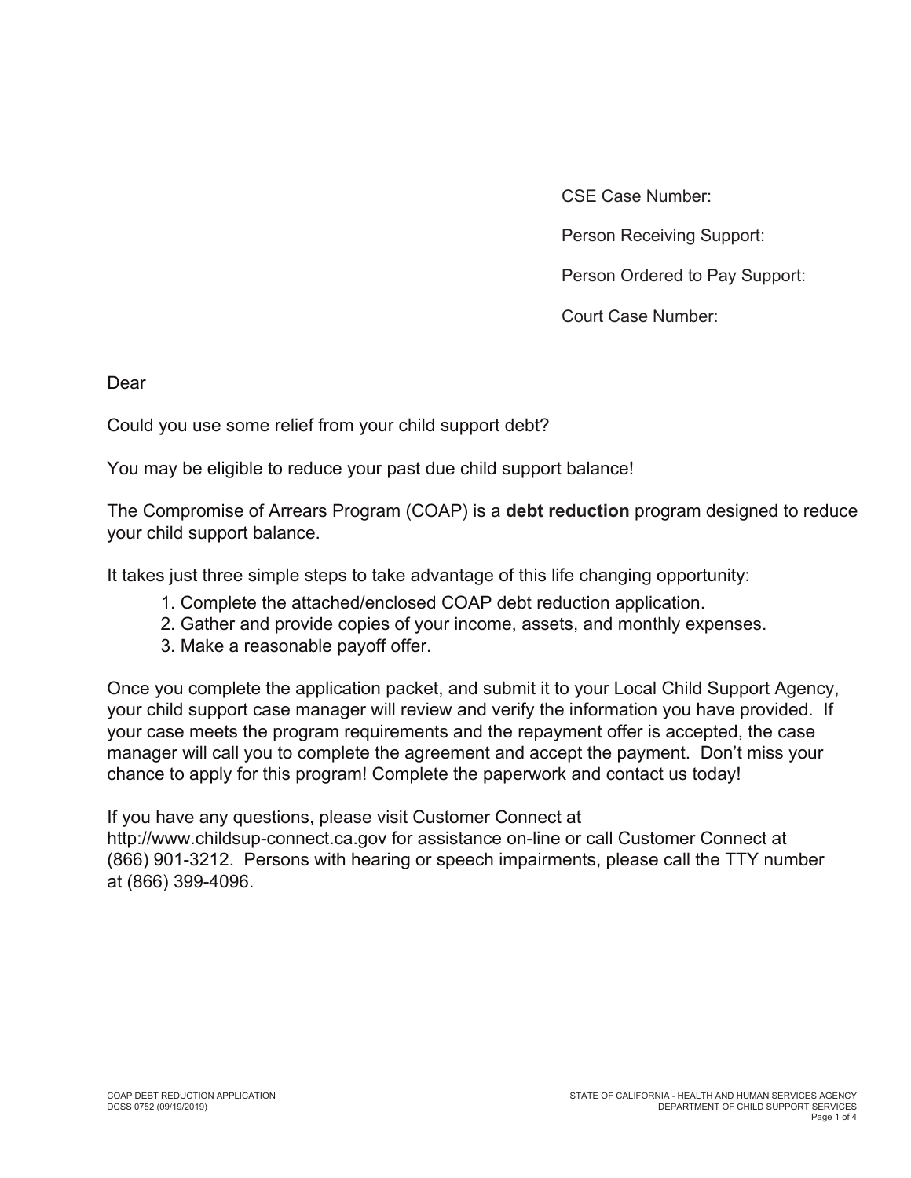CSE Case Number:

Person Receiving Support:

Person Ordered to Pay Support:

Court Case Number:

Dear

Could you use some relief from your child support debt?

You may be eligible to reduce your past due child support balance!

The Compromise of Arrears Program (COAP) is a **debt reduction** program designed to reduce your child support balance.

It takes just three simple steps to take advantage of this life changing opportunity:

1. Complete the attached/enclosed COAP debt reduction application.
2. Gather and provide copies of your income, assets, and monthly expenses.
3. Make a reasonable payoff offer.

Once you complete the application packet, and submit it to your Local Child Support Agency, your child support case manager will review and verify the information you have provided. If your case meets the program requirements and the repayment offer is accepted, the case manager will call you to complete the agreement and accept the payment. Don't miss your chance to apply for this program! Complete the paperwork and contact us today!

If you have any questions, please visit Customer Connect at http://www.childsup-connect.ca.gov for assistance on-line or call Customer Connect at (866) 901-3212. Persons with hearing or speech impairments, please call the TTY number at (866) 399-4096.

COAP DEBT REDUCTION APPLICATION
DCSS 0752 (09/19/2019)

STATE OF CALIFORNIA - HEALTH AND HUMAN SERVICES AGENCY
DEPARTMENT OF CHILD SUPPORT SERVICES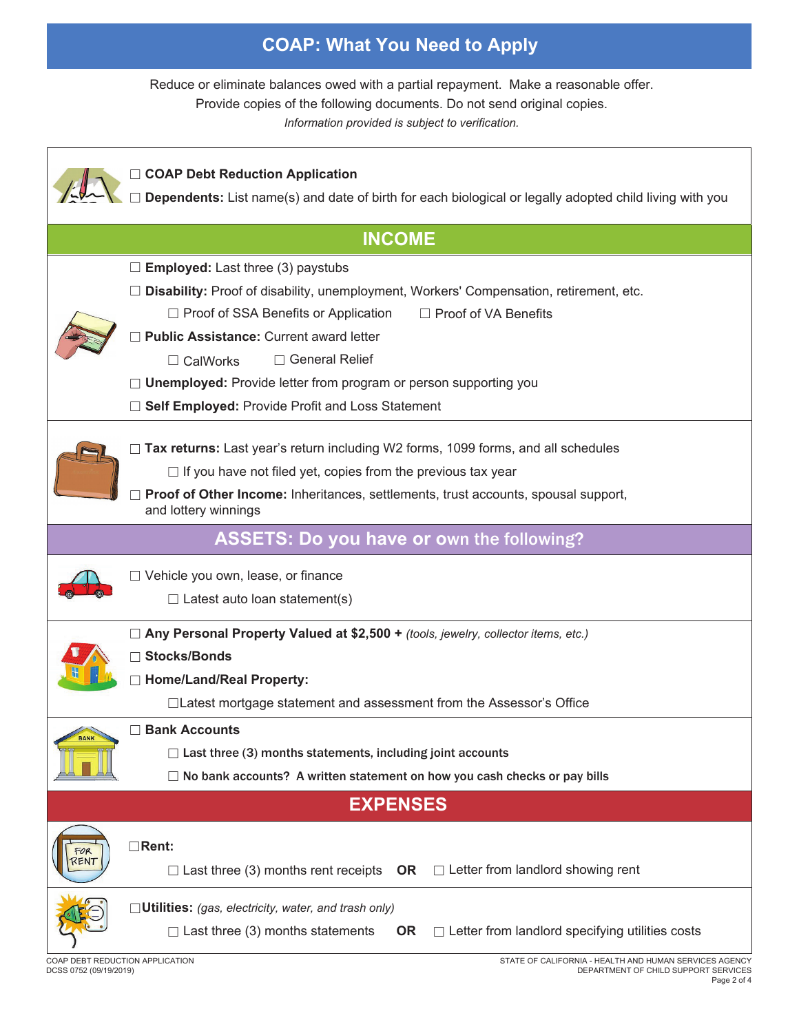# COAP: What You Need to Apply

Reduce or eliminate balances owed with a partial repayment. Make a reasonable offer.
Provide copies of the following documents. Do not send original copies.
*Information provided is subject to verification.*

- ☐ **COAP Debt Reduction Application**
- ☐ **Dependents:** List name(s) and date of birth for each biological or legally adopted child living with you

## INCOME

- ☐ **Employed:** Last three (3) paystubs
- ☐ **Disability:** Proof of disability, unemployment, Workers' Compensation, retirement, etc.
  - ☐ Proof of SSA Benefits or Application
  - ☐ Proof of VA Benefits
- ☐ **Public Assistance:** Current award letter
  - ☐ CalWorks
  - ☐ General Relief
- ☐ **Unemployed:** Provide letter from program or person supporting you
- ☐ **Self Employed:** Provide Profit and Loss Statement

- ☐ **Tax returns:** Last year's return including W2 forms, 1099 forms, and all schedules
  - ☐ If you have not filed yet, copies from the previous tax year
- ☐ **Proof of Other Income:** Inheritances, settlements, trust accounts, spousal support, and lottery winnings

## ASSETS: Do you have or own the following?

- ☐ Vehicle you own, lease, or finance
  - ☐ Latest auto loan statement(s)

- ☐ **Any Personal Property Valued at $2,500 +** *(tools, jewelry, collector items, etc.)*
- ☐ **Stocks/Bonds**
- ☐ **Home/Land/Real Property:**
  - ☐ Latest mortgage statement and assessment from the Assessor's Office

- ☐ **Bank Accounts**
  - ☐ **Last three (3) months statements, including joint accounts**
  - ☐ **No bank accounts? A written statement on how you cash checks or pay bills**

## EXPENSES

- ☐ **Rent:**
  - ☐ Last three (3) months rent receipts **OR** ☐ Letter from landlord showing rent

- ☐ **Utilities:** *(gas, electricity, water, and trash only)*
  - ☐ Last three (3) months statements **OR** ☐ Letter from landlord specifying utilities costs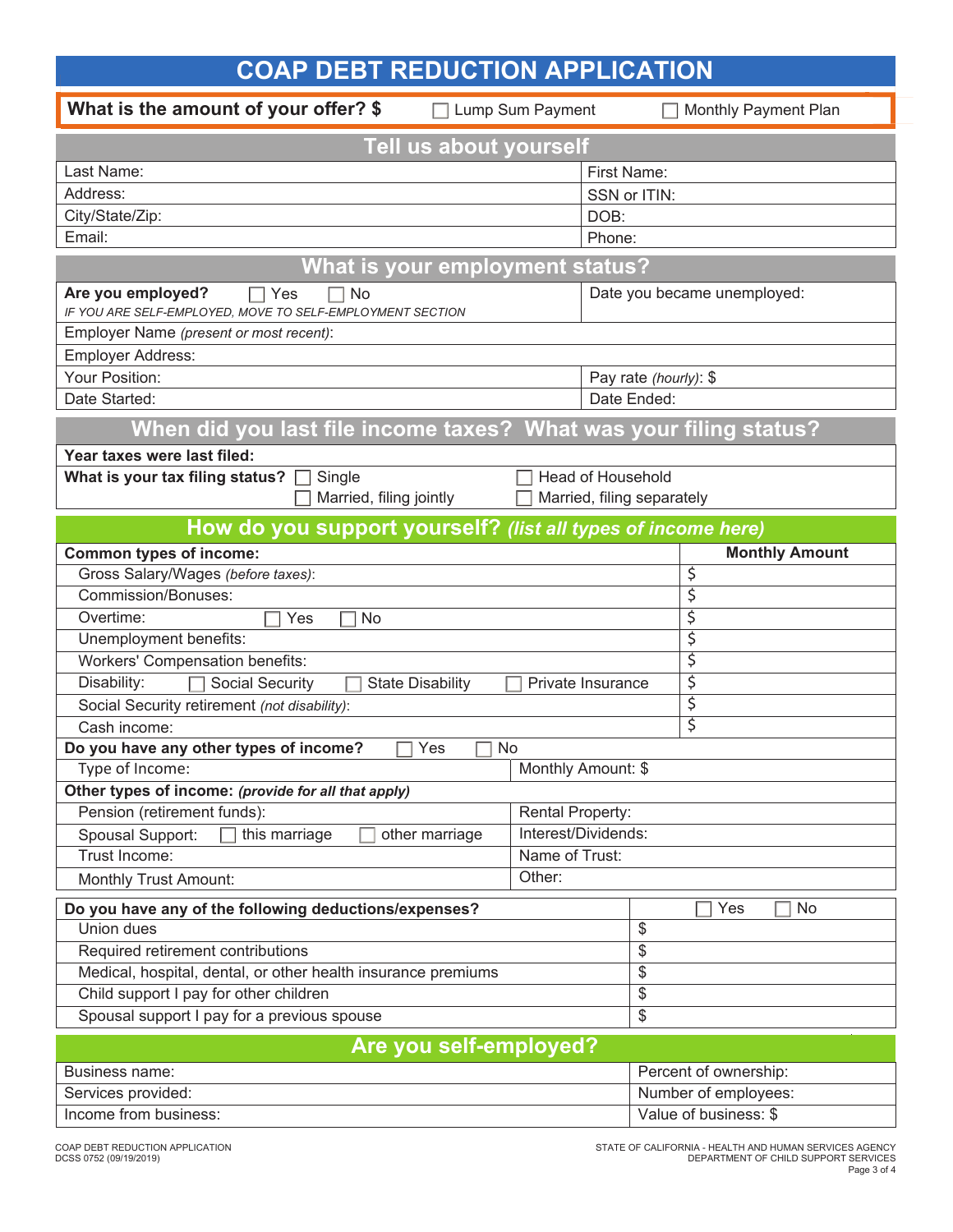# COAP DEBT REDUCTION APPLICATION

**What is the amount of your offer? $** ☐ Lump Sum Payment ☐ Monthly Payment Plan

## Tell us about yourself

| | |
|---|---|
| Last Name: | First Name: |
| Address: | SSN or ITIN: |
| City/State/Zip: | DOB: |
| Email: | Phone: |

## What is your employment status?

| | |
|---|---|
| **Are you employed?** ☐ Yes ☐ No<br>*IF YOU ARE SELF-EMPLOYED, MOVE TO SELF-EMPLOYMENT SECTION* | Date you became unemployed: |
| Employer Name *(present or most recent)*: | |
| Employer Address: | |
| Your Position: | Pay rate *(hourly)*: $ |
| Date Started: | Date Ended: |

## When did you last file income taxes? What was your filing status?

**Year taxes were last filed:**

**What is your tax filing status?** ☐ Single ☐ Head of Household ☐ Married, filing jointly ☐ Married, filing separately

## How do you support yourself? *(list all types of income here)*

| **Common types of income:** | **Monthly Amount** |
|---|---|
| Gross Salary/Wages *(before taxes)*: | $ |
| Commission/Bonuses: | $ |
| Overtime: ☐ Yes ☐ No | $ |
| Unemployment benefits: | $ |
| Workers' Compensation benefits: | $ |
| Disability: ☐ Social Security ☐ State Disability ☐ Private Insurance | $ |
| Social Security retirement *(not disability)*: | $ |
| Cash income: | $ |

**Do you have any other types of income?** ☐ Yes ☐ No

| | |
|---|---|
| Type of Income: | Monthly Amount: $ |

**Other types of income:** ***(provide for all that apply)***

| | |
|---|---|
| Pension (retirement funds): | Rental Property: |
| Spousal Support: ☐ this marriage ☐ other marriage | Interest/Dividends: |
| Trust Income: | Name of Trust: |
| Monthly Trust Amount: | Other: |

| **Do you have any of the following deductions/expenses?** | ☐ Yes ☐ No |
|---|---|
| Union dues | $ |
| Required retirement contributions | $ |
| Medical, hospital, dental, or other health insurance premiums | $ |
| Child support I pay for other children | $ |
| Spousal support I pay for a previous spouse | $ |

## Are you self-employed?

| | |
|---|---|
| Business name: | Percent of ownership: |
| Services provided: | Number of employees: |
| Income from business: | Value of business: $ |

COAP DEBT REDUCTION APPLICATION
DCSS 0752 (09/19/2019)

STATE OF CALIFORNIA - HEALTH AND HUMAN SERVICES AGENCY
DEPARTMENT OF CHILD SUPPORT SERVICES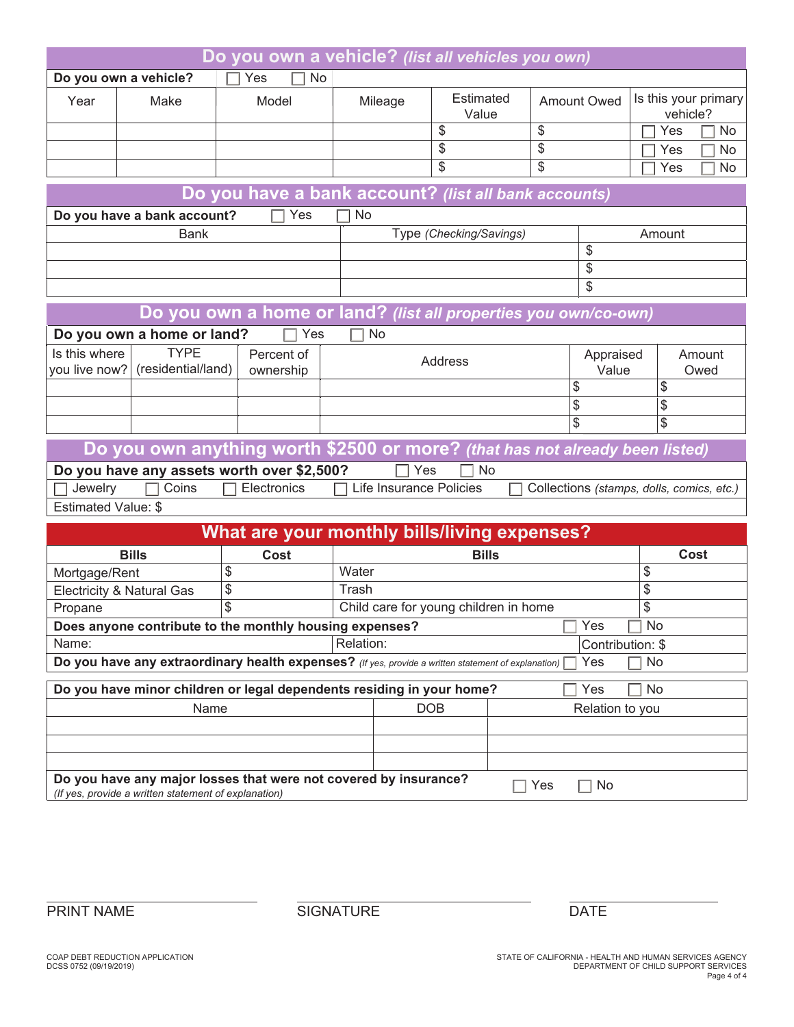## Do you own a vehicle? *(list all vehicles you own)*

**Do you own a vehicle?** ☐ Yes ☐ No

| Year | Make | Model | Mileage | Estimated Value | Amount Owed | Is this your primary vehicle? |
|---|---|---|---|---|---|---|
| | | | | $ | $ | ☐ Yes ☐ No |
| | | | | $ | $ | ☐ Yes ☐ No |
| | | | | $ | $ | ☐ Yes ☐ No |

## Do you have a bank account? *(list all bank accounts)*

**Do you have a bank account?** ☐ Yes ☐ No

| Bank | Type *(Checking/Savings)* | Amount |
|---|---|---|
| | | $ |
| | | $ |
| | | $ |

## Do you own a home or land? *(list all properties you own/co-own)*

**Do you own a home or land?** ☐ Yes ☐ No

| Is this where you live now? | TYPE (residential/land) | Percent of ownership | Address | Appraised Value | Amount Owed |
|---|---|---|---|---|---|
| | | | | $ | $ |
| | | | | $ | $ |
| | | | | $ | $ |

## Do you own anything worth $2500 or more? *(that has not already been listed)*

**Do you have any assets worth over $2,500?** ☐ Yes ☐ No

☐ Jewelry ☐ Coins ☐ Electronics ☐ Life Insurance Policies ☐ Collections *(stamps, dolls, comics, etc.)*

Estimated Value: $

## What are your monthly bills/living expenses?

| Bills | Cost | Bills | Cost |
|---|---|---|---|
| Mortgage/Rent | $ | Water | $ |
| Electricity & Natural Gas | $ | Trash | $ |
| Propane | $ | Child care for young children in home | $ |

**Does anyone contribute to the monthly housing expenses?** ☐ Yes ☐ No

Name: Relation: Contribution: $

**Do you have any extraordinary health expenses?** *(If yes, provide a written statement of explanation)* ☐ Yes ☐ No

**Do you have minor children or legal dependents residing in your home?** ☐ Yes ☐ No

| Name | DOB | Relation to you |
|---|---|---|
| | | |
| | | |
| | | |

**Do you have any major losses that were not covered by insurance?** ☐ Yes ☐ No
*(If yes, provide a written statement of explanation)*

PRINT NAME SIGNATURE DATE

COAP DEBT REDUCTION APPLICATION
DCSS 0752 (09/19/2019)

STATE OF CALIFORNIA - HEALTH AND HUMAN SERVICES AGENCY
DEPARTMENT OF CHILD SUPPORT SERVICES